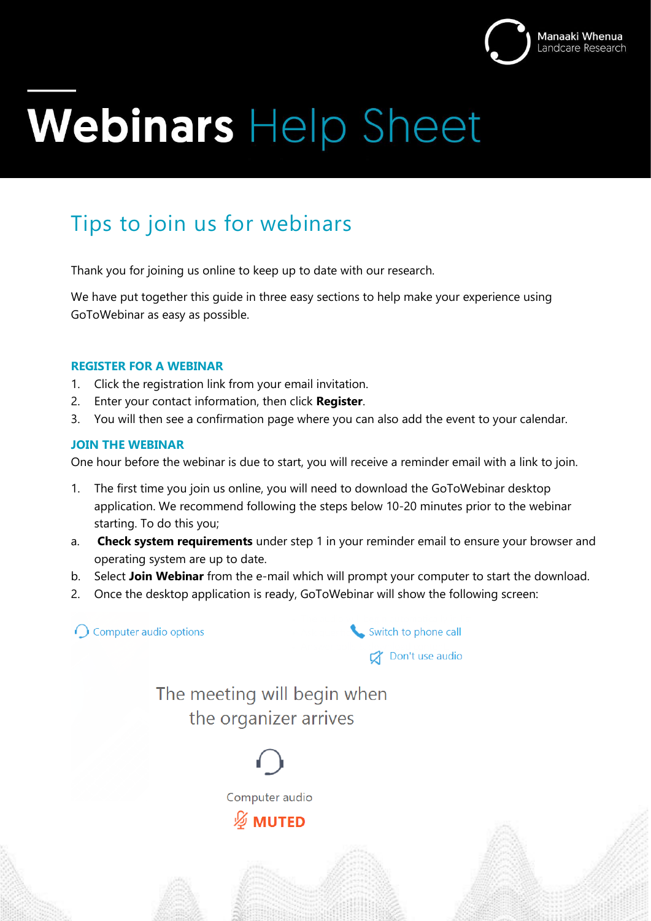Manaaki Whenua
Landcare Research

# Webinars Help Sheet

## Tips to join us for webinars

Thank you for joining us online to keep up to date with our research.

We have put together this guide in three easy sections to help make your experience using GoToWebinar as easy as possible.

### REGISTER FOR A WEBINAR

1. Click the registration link from your email invitation.
2. Enter your contact information, then click **Register**.
3. You will then see a confirmation page where you can also add the event to your calendar.

### JOIN THE WEBINAR

One hour before the webinar is due to start, you will receive a reminder email with a link to join.

1. The first time you join us online, you will need to download the GoToWebinar desktop application. We recommend following the steps below 10-20 minutes prior to the webinar starting. To do this you;

a. **Check system requirements** under step 1 in your reminder email to ensure your browser and operating system are up to date.

b. Select **Join Webinar** from the e-mail which will prompt your computer to start the download.

2. Once the desktop application is ready, GoToWebinar will show the following screen:

Computer audio options

Switch to phone call

Don't use audio

The meeting will begin when the organizer arrives

Computer audio

MUTED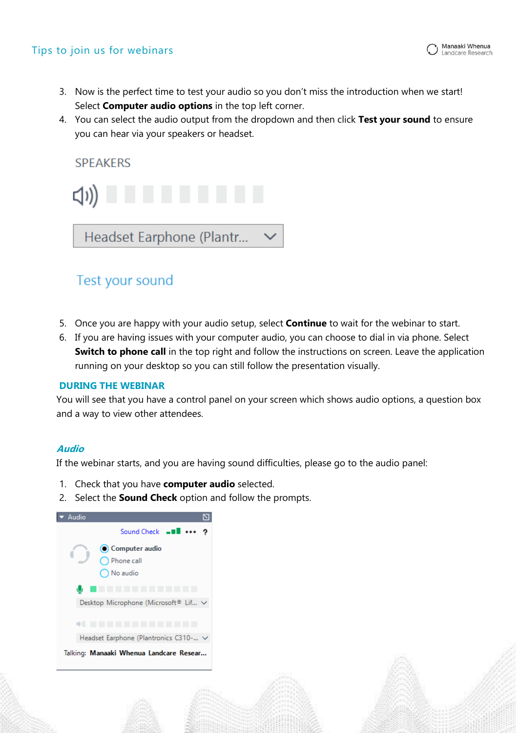3. Now is the perfect time to test your audio so you don't miss the introduction when we start! Select **Computer audio options** in the top left corner.
4. You can select the audio output from the dropdown and then click **Test your sound** to ensure you can hear via your speakers or headset.

SPEAKERS

Headset Earphone (Plantr...

Test your sound

5. Once you are happy with your audio setup, select **Continue** to wait for the webinar to start.
6. If you are having issues with your computer audio, you can choose to dial in via phone. Select **Switch to phone call** in the top right and follow the instructions on screen. Leave the application running on your desktop so you can still follow the presentation visually.

## DURING THE WEBINAR

You will see that you have a control panel on your screen which shows audio options, a question box and a way to view other attendees.

### *Audio*

If the webinar starts, and you are having sound difficulties, please go to the audio panel:

1. Check that you have **computer audio** selected.
2. Select the **Sound Check** option and follow the prompts.

Audio

Sound Check

Computer audio

Phone call

No audio

Desktop Microphone (Microsoft® Lif...

Headset Earphone (Plantronics C310-...

Talking: **Manaaki Whenua Landcare Resear...**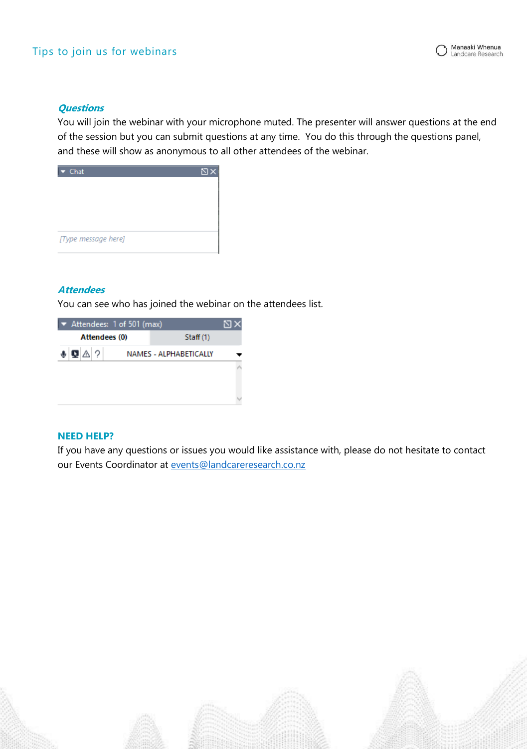### *Questions*

You will join the webinar with your microphone muted. The presenter will answer questions at the end of the session but you can submit questions at any time. You do this through the questions panel, and these will show as anonymous to all other attendees of the webinar.

### *Attendees*

You can see who has joined the webinar on the attendees list.

### NEED HELP?

If you have any questions or issues you would like assistance with, please do not hesitate to contact our Events Coordinator at events@landcareresearch.co.nz